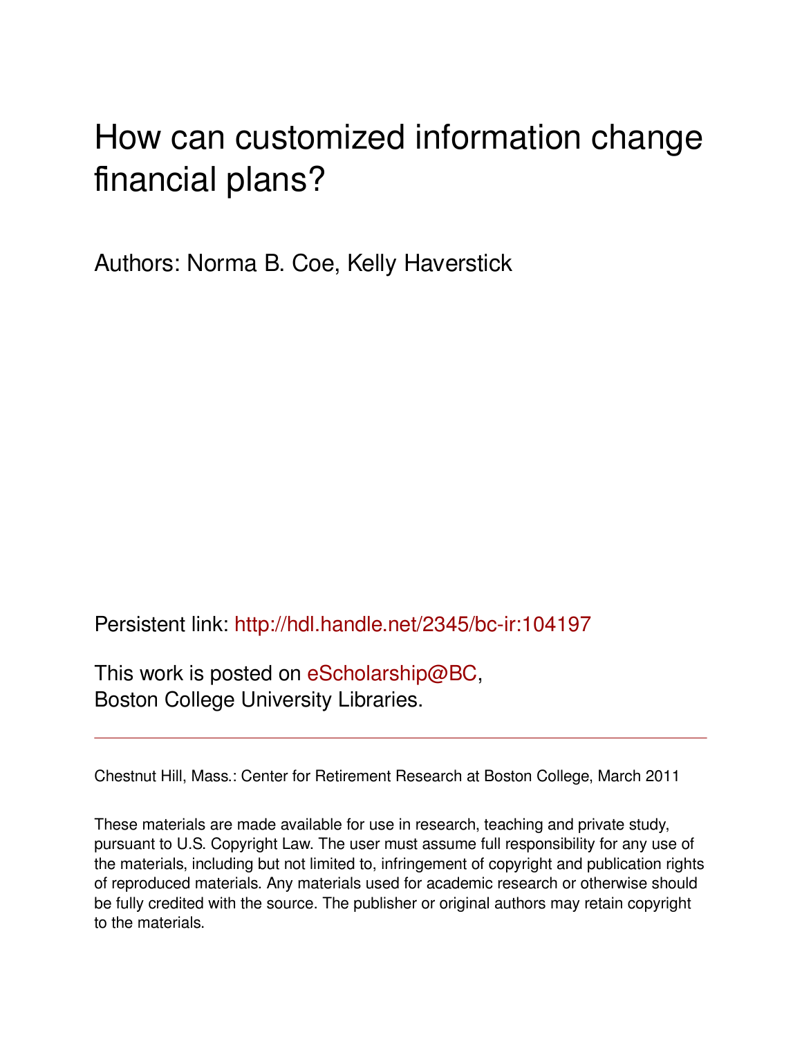# How can customized information change financial plans?

Authors: Norma B. Coe, Kelly Haverstick

Persistent link: http://hdl.handle.net/2345/bc-ir:104197

This work is posted on eScholarship@BC, Boston College University Libraries.

---

Chestnut Hill, Mass.: Center for Retirement Research at Boston College, March 2011

These materials are made available for use in research, teaching and private study, pursuant to U.S. Copyright Law. The user must assume full responsibility for any use of the materials, including but not limited to, infringement of copyright and publication rights of reproduced materials. Any materials used for academic research or otherwise should be fully credited with the source. The publisher or original authors may retain copyright to the materials.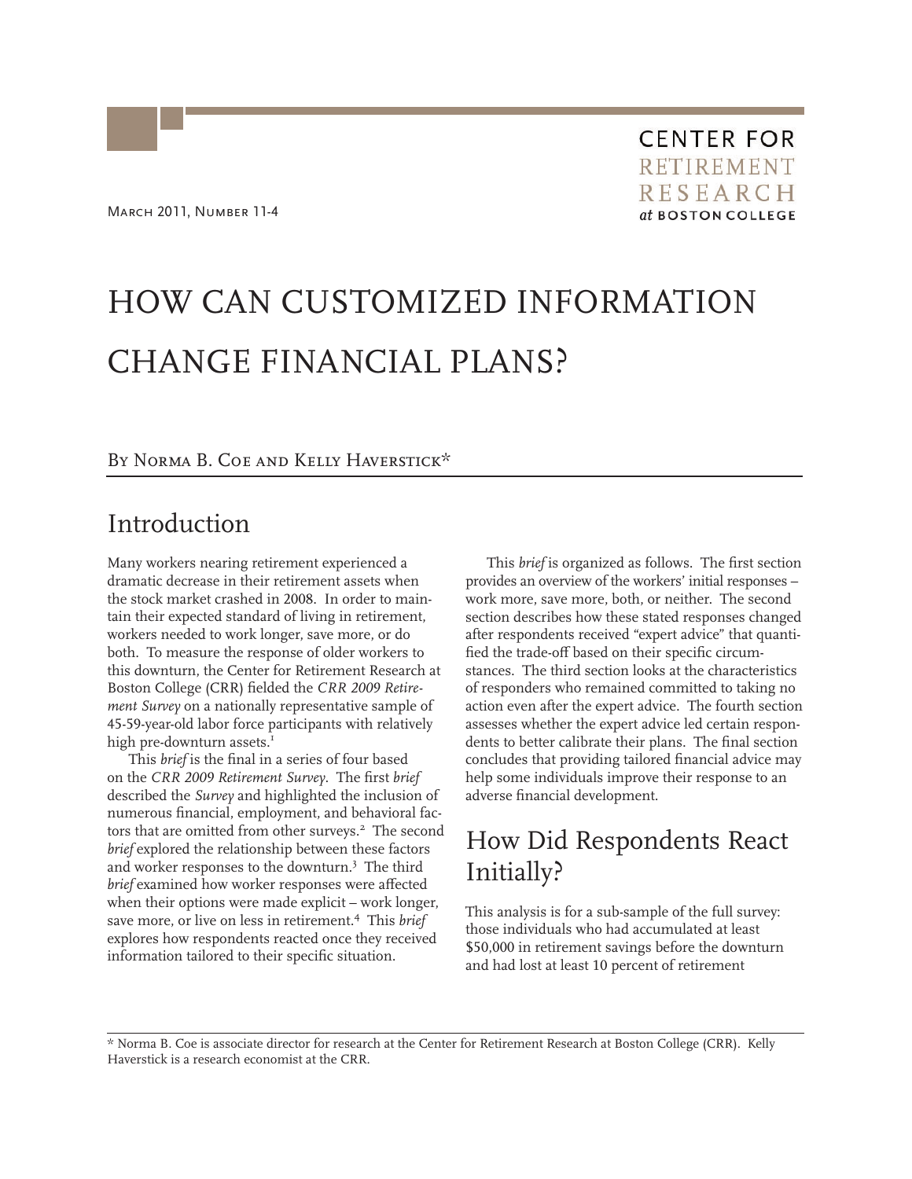March 2011, Number 11-4

CENTER FOR RETIREMENT RESEARCH at BOSTON COLLEGE

# HOW CAN CUSTOMIZED INFORMATION CHANGE FINANCIAL PLANS?

By Norma B. Coe and Kelly Haverstick*

## Introduction

Many workers nearing retirement experienced a dramatic decrease in their retirement assets when the stock market crashed in 2008. In order to maintain their expected standard of living in retirement, workers needed to work longer, save more, or do both. To measure the response of older workers to this downturn, the Center for Retirement Research at Boston College (CRR) fielded the *CRR 2009 Retirement Survey* on a nationally representative sample of 45-59-year-old labor force participants with relatively high pre-downturn assets.[1]

This *brief* is the final in a series of four based on the *CRR 2009 Retirement Survey*. The first *brief* described the *Survey* and highlighted the inclusion of numerous financial, employment, and behavioral factors that are omitted from other surveys.[2] The second *brief* explored the relationship between these factors and worker responses to the downturn.[3] The third *brief* examined how worker responses were affected when their options were made explicit – work longer, save more, or live on less in retirement.[4] This *brief* explores how respondents reacted once they received information tailored to their specific situation.

This *brief* is organized as follows. The first section provides an overview of the workers' initial responses – work more, save more, both, or neither. The second section describes how these stated responses changed after respondents received "expert advice" that quantified the trade-off based on their specific circumstances. The third section looks at the characteristics of responders who remained committed to taking no action even after the expert advice. The fourth section assesses whether the expert advice led certain respondents to better calibrate their plans. The final section concludes that providing tailored financial advice may help some individuals improve their response to an adverse financial development.

## How Did Respondents React Initially?

This analysis is for a sub-sample of the full survey: those individuals who had accumulated at least \$50,000 in retirement savings before the downturn and had lost at least 10 percent of retirement

* Norma B. Coe is associate director for research at the Center for Retirement Research at Boston College (CRR). Kelly Haverstick is a research economist at the CRR.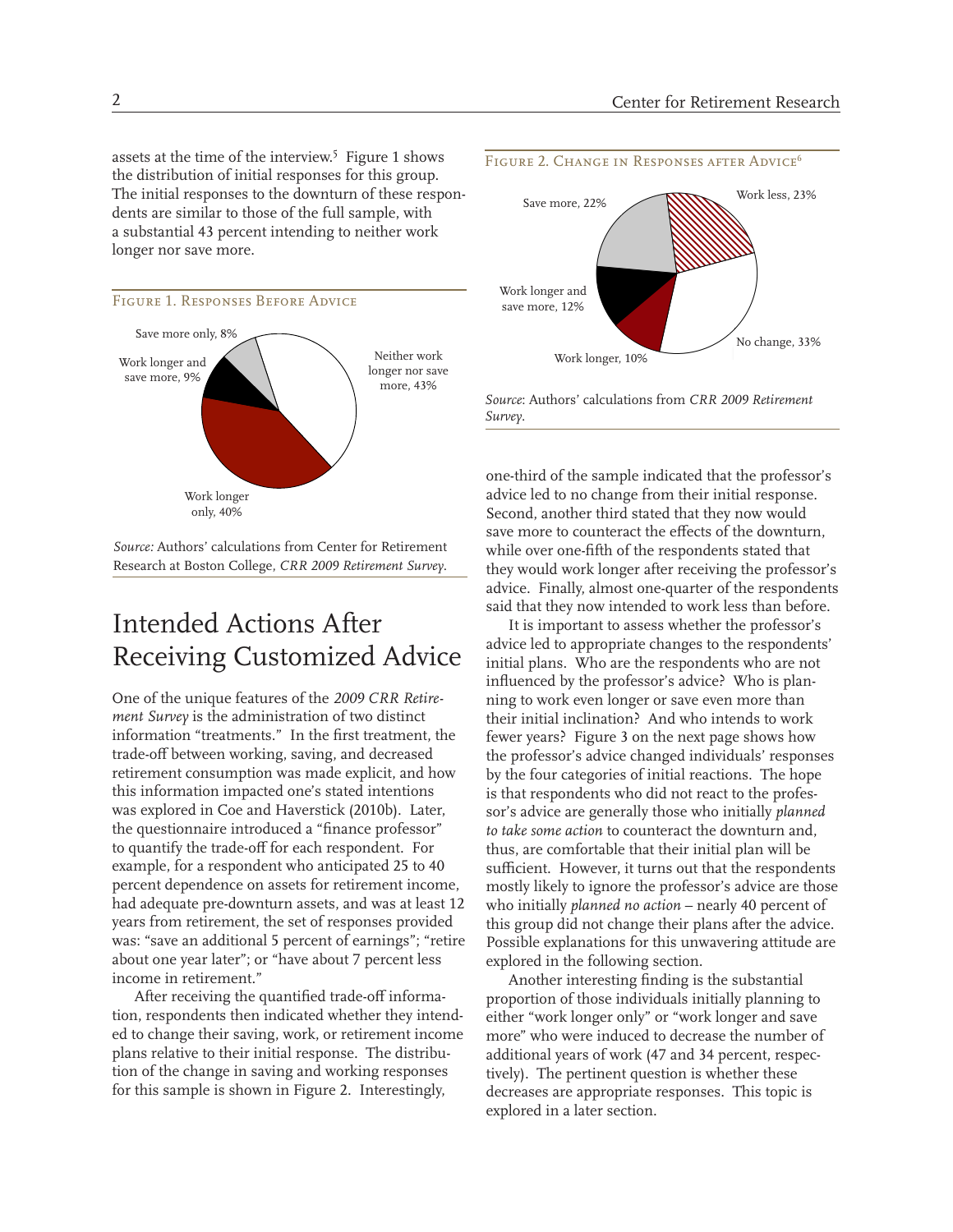assets at the time of the interview.[5] Figure 1 shows the distribution of initial responses for this group. The initial responses to the downturn of these respondents are similar to those of the full sample, with a substantial 43 percent intending to neither work longer nor save more.

Figure 1. Responses Before Advice

Save more only, 8%
Work longer and save more, 9%
Neither work longer nor save more, 43%
Work longer only, 40%

*Source:* Authors' calculations from Center for Retirement Research at Boston College, *CRR 2009 Retirement Survey*.

## Intended Actions After Receiving Customized Advice

One of the unique features of the *2009 CRR Retirement Survey* is the administration of two distinct information "treatments." In the first treatment, the trade-off between working, saving, and decreased retirement consumption was made explicit, and how this information impacted one's stated intentions was explored in Coe and Haverstick (2010b). Later, the questionnaire introduced a "finance professor" to quantify the trade-off for each respondent. For example, for a respondent who anticipated 25 to 40 percent dependence on assets for retirement income, had adequate pre-downturn assets, and was at least 12 years from retirement, the set of responses provided was: "save an additional 5 percent of earnings"; "retire about one year later"; or "have about 7 percent less income in retirement."

After receiving the quantified trade-off information, respondents then indicated whether they intended to change their saving, work, or retirement income plans relative to their initial response. The distribution of the change in saving and working responses for this sample is shown in Figure 2. Interestingly, one-third of the sample indicated that the professor's advice led to no change from their initial response. Second, another third stated that they now would save more to counteract the effects of the downturn, while over one-fifth of the respondents stated that they would work longer after receiving the professor's advice. Finally, almost one-quarter of the respondents said that they now intended to work less than before.

Figure 2. Change in Responses after Advice[6]

Save more, 22%
Work less, 23%
Work longer and save more, 12%
No change, 33%
Work longer, 10%

*Source*: Authors' calculations from *CRR 2009 Retirement Survey*.

It is important to assess whether the professor's advice led to appropriate changes to the respondents' initial plans. Who are the respondents who are not influenced by the professor's advice? Who is planning to work even longer or save even more than their initial inclination? And who intends to work fewer years? Figure 3 on the next page shows how the professor's advice changed individuals' responses by the four categories of initial reactions. The hope is that respondents who did not react to the professor's advice are generally those who initially *planned to take some action* to counteract the downturn and, thus, are comfortable that their initial plan will be sufficient. However, it turns out that the respondents mostly likely to ignore the professor's advice are those who initially *planned no action* – nearly 40 percent of this group did not change their plans after the advice. Possible explanations for this unwavering attitude are explored in the following section.

Another interesting finding is the substantial proportion of those individuals initially planning to either "work longer only" or "work longer and save more" who were induced to decrease the number of additional years of work (47 and 34 percent, respectively). The pertinent question is whether these decreases are appropriate responses. This topic is explored in a later section.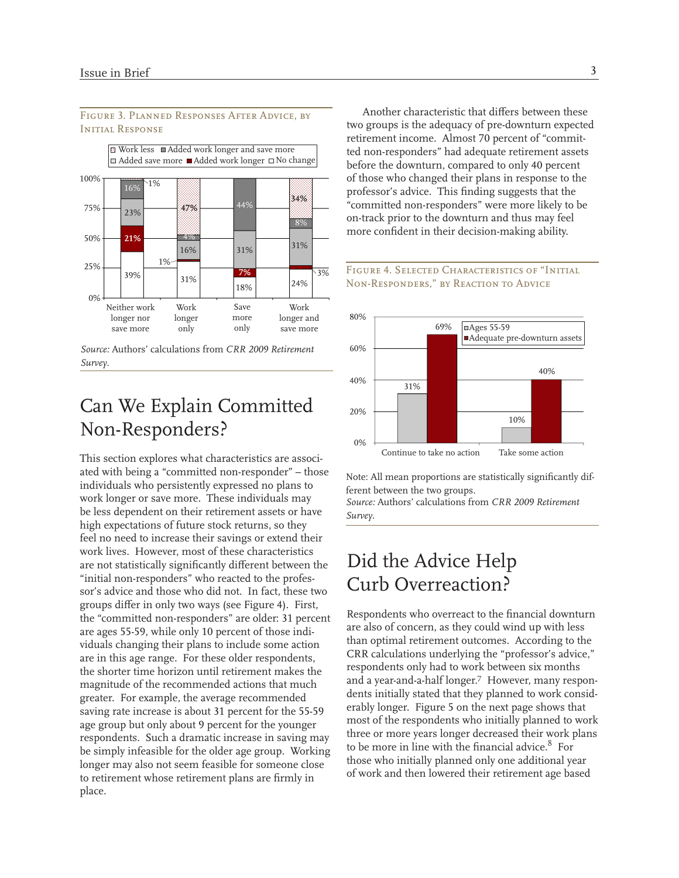Figure 3. Planned Responses After Advice, by Initial Response

| | Neither work longer nor save more | Work longer only | Save more only | Work longer and save more |
|---|---|---|---|---|
| No change | 39% | 31% | 18% | 24% |
| Added work longer | 21% | 1% | 7% | 3% |
| Added save more | 23% | 16% | 31% | 31% |
| Added work longer and save more | 16% | 4% | 44% | 8% |
| Work less | 1% | 47% | | 34% |

*Source:* Authors' calculations from *CRR 2009 Retirement Survey*.

## Can We Explain Committed Non-Responders?

This section explores what characteristics are associated with being a "committed non-responder" – those individuals who persistently expressed no plans to work longer or save more. These individuals may be less dependent on their retirement assets or have high expectations of future stock returns, so they feel no need to increase their savings or extend their work lives. However, most of these characteristics are not statistically significantly different between the "initial non-responders" who reacted to the professor's advice and those who did not. In fact, these two groups differ in only two ways (see Figure 4). First, the "committed non-responders" are older: 31 percent are ages 55-59, while only 10 percent of those individuals changing their plans to include some action are in this age range. For these older respondents, the shorter time horizon until retirement makes the magnitude of the recommended actions that much greater. For example, the average recommended saving rate increase is about 31 percent for the 55-59 age group but only about 9 percent for the younger respondents. Such a dramatic increase in saving may be simply infeasible for the older age group. Working longer may also not seem feasible for someone close to retirement whose retirement plans are firmly in place.

Another characteristic that differs between these two groups is the adequacy of pre-downturn expected retirement income. Almost 70 percent of "committed non-responders" had adequate retirement assets before the downturn, compared to only 40 percent of those who changed their plans in response to the professor's advice. This finding suggests that the "committed non-responders" were more likely to be on-track prior to the downturn and thus may feel more confident in their decision-making ability.

Figure 4. Selected Characteristics of "Initial Non-Responders," by Reaction to Advice

| | Ages 55-59 | Adequate pre-downturn assets |
|---|---|---|
| Continue to take no action | 31% | 69% |
| Take some action | 10% | 40% |

Note: All mean proportions are statistically significantly different between the two groups.
*Source:* Authors' calculations from *CRR 2009 Retirement Survey*.

## Did the Advice Help Curb Overreaction?

Respondents who overreact to the financial downturn are also of concern, as they could wind up with less than optimal retirement outcomes. According to the CRR calculations underlying the "professor's advice," respondents only had to work between six months and a year-and-a-half longer.[7] However, many respondents initially stated that they planned to work considerably longer. Figure 5 on the next page shows that most of the respondents who initially planned to work three or more years longer decreased their work plans to be more in line with the financial advice.[8] For those who initially planned only one additional year of work and then lowered their retirement age based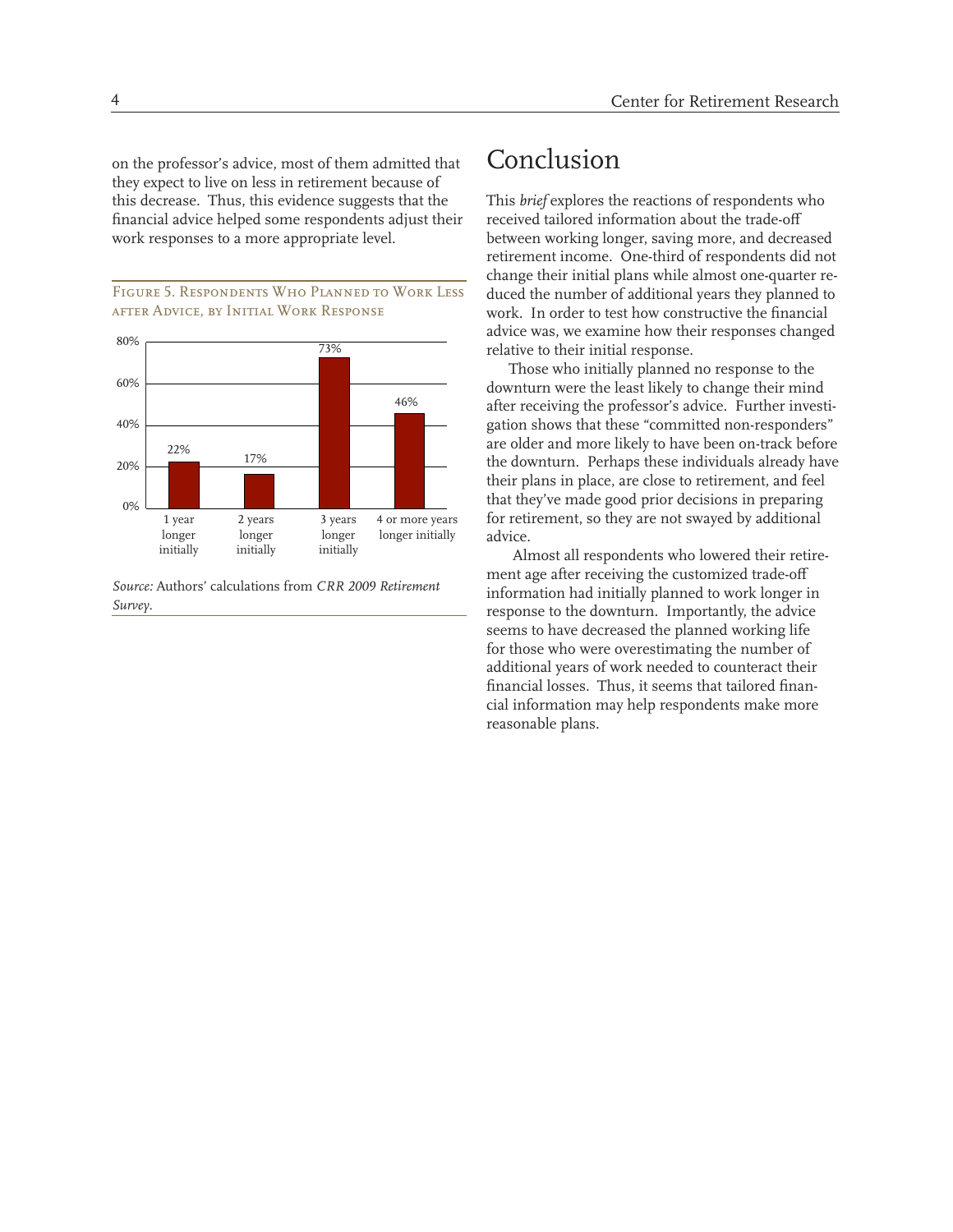on the professor's advice, most of them admitted that they expect to live on less in retirement because of this decrease. Thus, this evidence suggests that the financial advice helped some respondents adjust their work responses to a more appropriate level.

Figure 5. Respondents Who Planned to Work Less after Advice, by Initial Work Response

| Initial work response | Percent |
|---|---|
| 1 year longer initially | 22% |
| 2 years longer initially | 17% |
| 3 years longer initially | 73% |
| 4 or more years longer initially | 46% |

*Source:* Authors' calculations from *CRR 2009 Retirement Survey*.

# Conclusion

This *brief* explores the reactions of respondents who received tailored information about the trade-off between working longer, saving more, and decreased retirement income. One-third of respondents did not change their initial plans while almost one-quarter reduced the number of additional years they planned to work. In order to test how constructive the financial advice was, we examine how their responses changed relative to their initial response.

Those who initially planned no response to the downturn were the least likely to change their mind after receiving the professor's advice. Further investigation shows that these "committed non-responders" are older and more likely to have been on-track before the downturn. Perhaps these individuals already have their plans in place, are close to retirement, and feel that they've made good prior decisions in preparing for retirement, so they are not swayed by additional advice.

Almost all respondents who lowered their retirement age after receiving the customized trade-off information had initially planned to work longer in response to the downturn. Importantly, the advice seems to have decreased the planned working life for those who were overestimating the number of additional years of work needed to counteract their financial losses. Thus, it seems that tailored financial information may help respondents make more reasonable plans.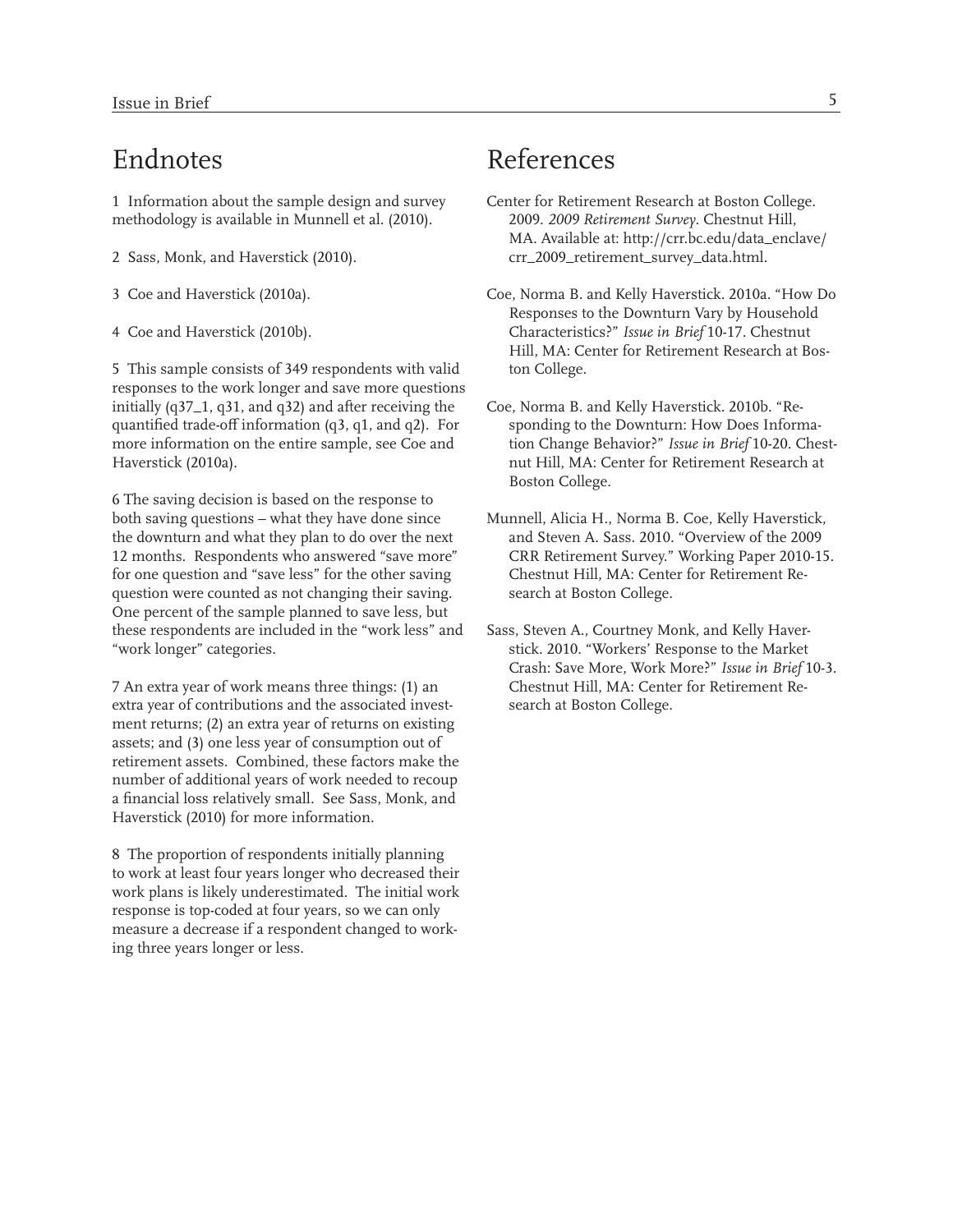## Endnotes

1 Information about the sample design and survey methodology is available in Munnell et al. (2010).

2 Sass, Monk, and Haverstick (2010).

3 Coe and Haverstick (2010a).

4 Coe and Haverstick (2010b).

5 This sample consists of 349 respondents with valid responses to the work longer and save more questions initially (q37_1, q31, and q32) and after receiving the quantified trade-off information (q3, q1, and q2). For more information on the entire sample, see Coe and Haverstick (2010a).

6 The saving decision is based on the response to both saving questions – what they have done since the downturn and what they plan to do over the next 12 months. Respondents who answered "save more" for one question and "save less" for the other saving question were counted as not changing their saving. One percent of the sample planned to save less, but these respondents are included in the "work less" and "work longer" categories.

7 An extra year of work means three things: (1) an extra year of contributions and the associated investment returns; (2) an extra year of returns on existing assets; and (3) one less year of consumption out of retirement assets. Combined, these factors make the number of additional years of work needed to recoup a financial loss relatively small. See Sass, Monk, and Haverstick (2010) for more information.

8 The proportion of respondents initially planning to work at least four years longer who decreased their work plans is likely underestimated. The initial work response is top-coded at four years, so we can only measure a decrease if a respondent changed to working three years longer or less.

## References

Center for Retirement Research at Boston College. 2009. *2009 Retirement Survey*. Chestnut Hill, MA. Available at: http://crr.bc.edu/data_enclave/crr_2009_retirement_survey_data.html.

Coe, Norma B. and Kelly Haverstick. 2010a. "How Do Responses to the Downturn Vary by Household Characteristics?" *Issue in Brief* 10-17. Chestnut Hill, MA: Center for Retirement Research at Boston College.

Coe, Norma B. and Kelly Haverstick. 2010b. "Responding to the Downturn: How Does Information Change Behavior?" *Issue in Brief* 10-20. Chestnut Hill, MA: Center for Retirement Research at Boston College.

Munnell, Alicia H., Norma B. Coe, Kelly Haverstick, and Steven A. Sass. 2010. "Overview of the 2009 CRR Retirement Survey." Working Paper 2010-15. Chestnut Hill, MA: Center for Retirement Research at Boston College.

Sass, Steven A., Courtney Monk, and Kelly Haverstick. 2010. "Workers' Response to the Market Crash: Save More, Work More?" *Issue in Brief* 10-3. Chestnut Hill, MA: Center for Retirement Research at Boston College.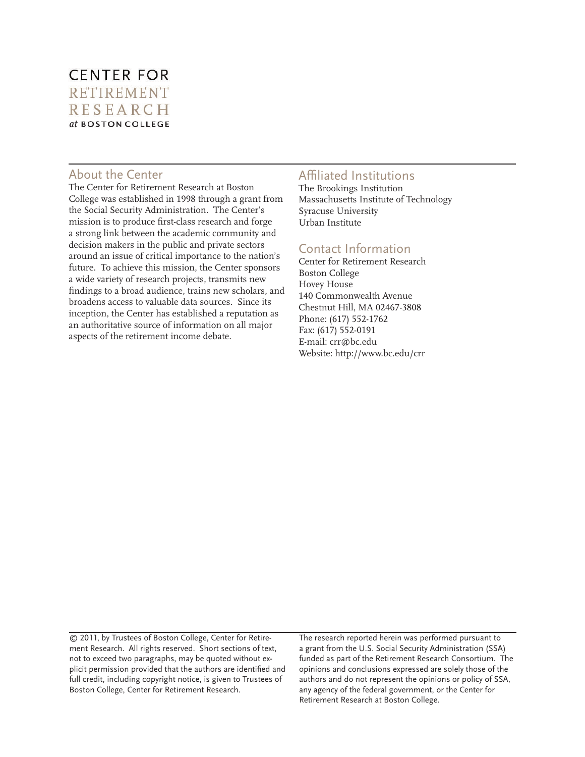# CENTER FOR RETIREMENT RESEARCH
*at* BOSTON COLLEGE

## About the Center

The Center for Retirement Research at Boston College was established in 1998 through a grant from the Social Security Administration. The Center's mission is to produce first-class research and forge a strong link between the academic community and decision makers in the public and private sectors around an issue of critical importance to the nation's future. To achieve this mission, the Center sponsors a wide variety of research projects, transmits new findings to a broad audience, trains new scholars, and broadens access to valuable data sources. Since its inception, the Center has established a reputation as an authoritative source of information on all major aspects of the retirement income debate.

## Affiliated Institutions

The Brookings Institution
Massachusetts Institute of Technology
Syracuse University
Urban Institute

## Contact Information

Center for Retirement Research
Boston College
Hovey House
140 Commonwealth Avenue
Chestnut Hill, MA 02467-3808
Phone: (617) 552-1762
Fax: (617) 552-0191
E-mail: crr@bc.edu
Website: http://www.bc.edu/crr

© 2011, by Trustees of Boston College, Center for Retirement Research. All rights reserved. Short sections of text, not to exceed two paragraphs, may be quoted without explicit permission provided that the authors are identified and full credit, including copyright notice, is given to Trustees of Boston College, Center for Retirement Research.

The research reported herein was performed pursuant to a grant from the U.S. Social Security Administration (SSA) funded as part of the Retirement Research Consortium. The opinions and conclusions expressed are solely those of the authors and do not represent the opinions or policy of SSA, any agency of the federal government, or the Center for Retirement Research at Boston College.